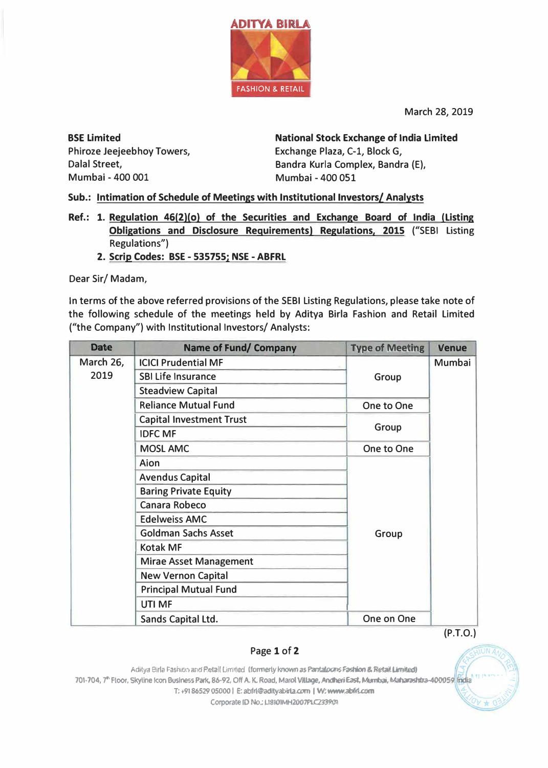ADITYA BIRLA

FASHION & RETAIL

March 28, 2019

**BSE Limited**
Phiroze Jeejeebhoy Towers,
Dalal Street,
Mumbai - 400 001

**National Stock Exchange of India Limited**
Exchange Plaza, C-1, Block G,
Bandra Kurla Complex, Bandra (E),
Mumbai - 400 051

**Sub.: Intimation of Schedule of Meetings with Institutional Investors/ Analysts**

**Ref.:**
1. **Regulation 46(2)(o) of the Securities and Exchange Board of India (Listing Obligations and Disclosure Requirements) Regulations, 2015** ("SEBI Listing Regulations")
2. **Scrip Codes: BSE - 535755; NSE - ABFRL**

Dear Sir/ Madam,

In terms of the above referred provisions of the SEBI Listing Regulations, please take note of the following schedule of the meetings held by Aditya Birla Fashion and Retail Limited ("the Company") with Institutional Investors/ Analysts:

| Date | Name of Fund/ Company | Type of Meeting | Venue |
|---|---|---|---|
| March 26, 2019 | ICICI Prudential MF | Group | Mumbai |
| | SBI Life Insurance | | |
| | Steadview Capital | | |
| | Reliance Mutual Fund | One to One | |
| | Capital Investment Trust | Group | |
| | IDFC MF | | |
| | MOSL AMC | One to One | |
| | Aion | Group | |
| | Avendus Capital | | |
| | Baring Private Equity | | |
| | Canara Robeco | | |
| | Edelweiss AMC | | |
| | Goldman Sachs Asset | | |
| | Kotak MF | | |
| | Mirae Asset Management | | |
| | New Vernon Capital | | |
| | Principal Mutual Fund | | |
| | UTI MF | | |
| | Sands Capital Ltd. | One on One | |

(P.T.O.)

Aditya Birla Fashion and Retail Limited (formerly known as Pantaloons Fashion & Retail Limited)
701-704, 7th Floor, Skyline Icon Business Park, 86-92, Off A. K. Road, Marol Village, Andheri East, Mumbai, Maharashtra-400059 India
T: +91 86529 05000 | E: abfrl@adityabirla.com | W: www.abfrl.com
Corporate ID No.: L18101MH2007PLC233901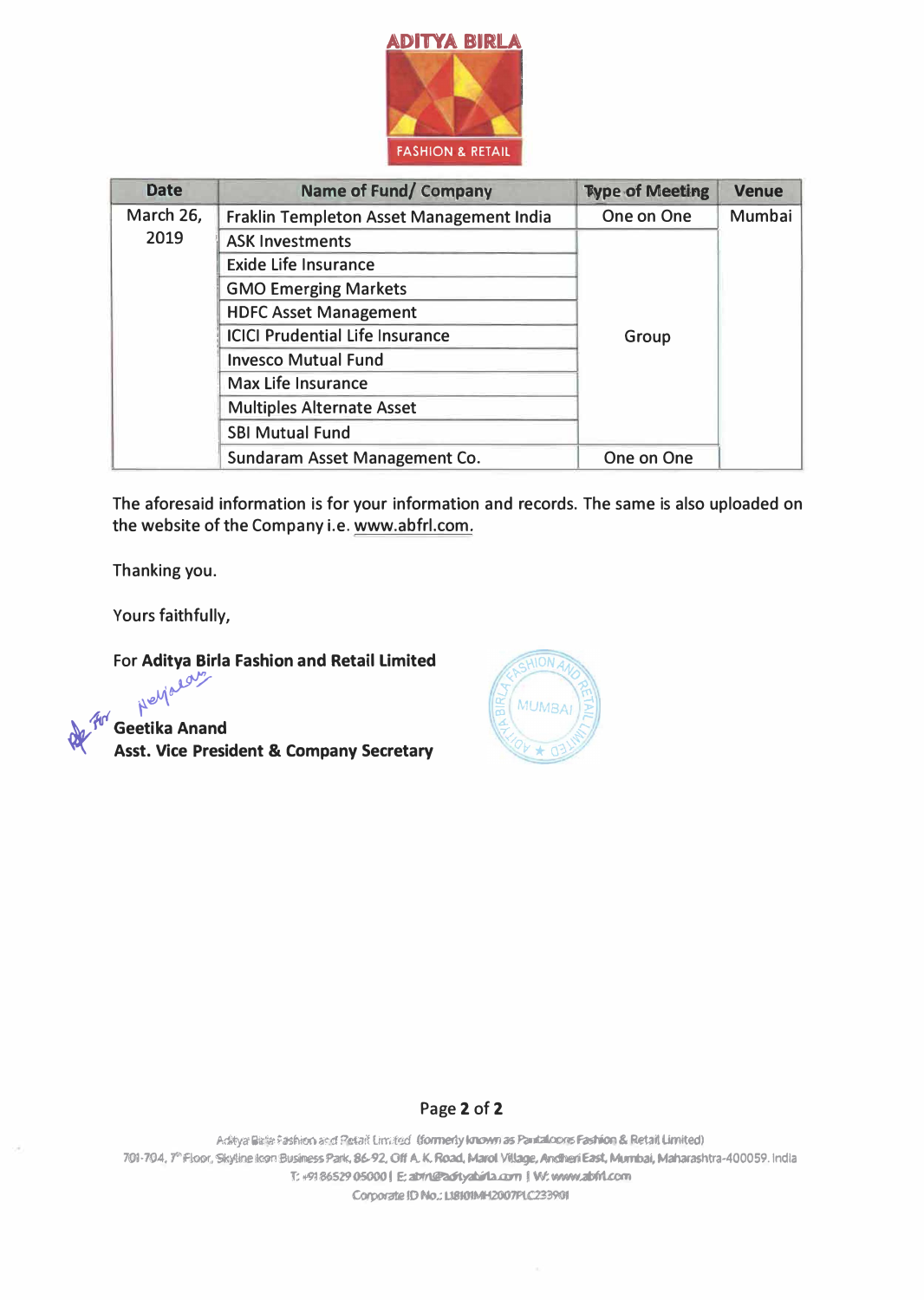| Date | Name of Fund/ Company | Type of Meeting | Venue |
|---|---|---|---|
| March 26, 2019 | Fraklin Templeton Asset Management India | One on One | Mumbai |
| | ASK Investments | Group | |
| | Exide Life Insurance | | |
| | GMO Emerging Markets | | |
| | HDFC Asset Management | | |
| | ICICI Prudential Life Insurance | | |
| | Invesco Mutual Fund | | |
| | Max Life Insurance | | |
| | Multiples Alternate Asset | | |
| | SBI Mutual Fund | | |
| | Sundaram Asset Management Co. | One on One | |

The aforesaid information is for your information and records. The same is also uploaded on the website of the Company i.e. www.abfrl.com.

Thanking you.

Yours faithfully,

For **Aditya Birla Fashion and Retail Limited**

**Geetika Anand**
**Asst. Vice President & Company Secretary**

Aditya Birla Fashion and Retail Limited (formerly known as Pantaloons Fashion & Retail Limited)
701-704, 7th Floor, Skyline Icon Business Park, 86-92, Off A. K. Road, Marol Village, Andheri East, Mumbai, Maharashtra-400059. India
T: +91 86529 05000 | E: abfrl@adityabirla.com | W: www.abfrl.com
Corporate ID No.: L18101MH2007PLC233901